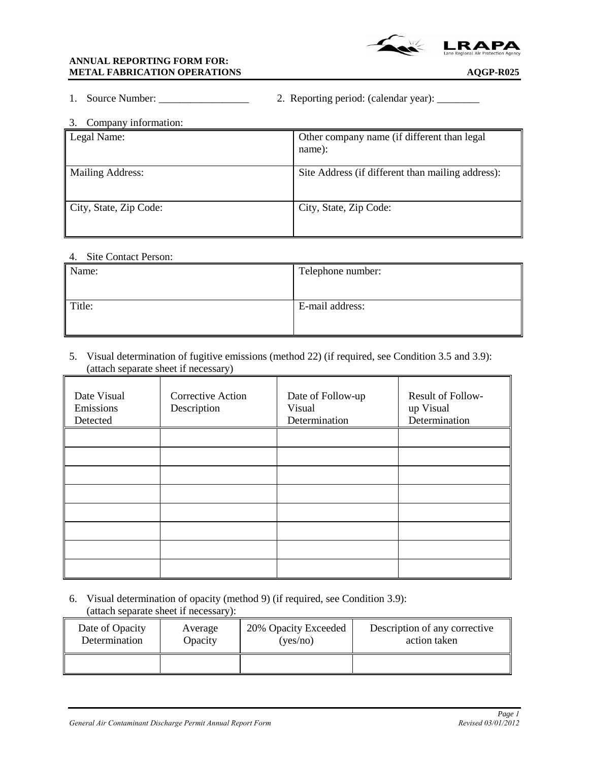**ANNUAL REPORTING FORM FOR:**
**METAL FABRICATION OPERATIONS** **AQGP-R025**

1. Source Number: _________________ 2. Reporting period: (calendar year): ________

3. Company information:

| Legal Name: | Other company name (if different than legal name): |
|---|---|
| Mailing Address: | Site Address (if different than mailing address): |
| City, State, Zip Code: | City, State, Zip Code: |

4. Site Contact Person:

| Name: | Telephone number: |
|---|---|
| Title: | E-mail address: |

5. Visual determination of fugitive emissions (method 22) (if required, see Condition 3.5 and 3.9): (attach separate sheet if necessary)

| Date Visual Emissions Detected | Corrective Action Description | Date of Follow-up Visual Determination | Result of Follow-up Visual Determination |
|---|---|---|---|
| | | | |
| | | | |
| | | | |
| | | | |
| | | | |
| | | | |
| | | | |
| | | | |

6. Visual determination of opacity (method 9) (if required, see Condition 3.9): (attach separate sheet if necessary):

| Date of Opacity Determination | Average Opacity | 20% Opacity Exceeded (yes/no) | Description of any corrective action taken |
|---|---|---|---|
| | | | |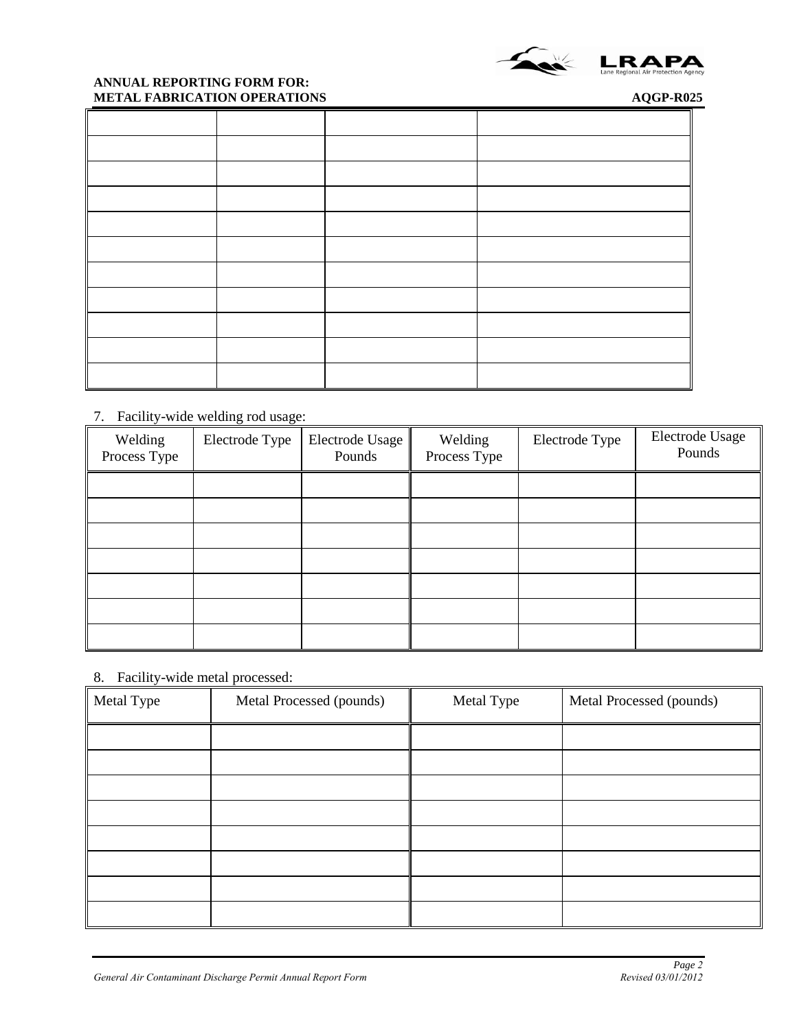| | | | |
|---|---|---|---|
| | | | |
| | | | |
| | | | |
| | | | |
| | | | |
| | | | |
| | | | |
| | | | |
| | | | |
| | | | |

7. Facility-wide welding rod usage:

| Welding Process Type | Electrode Type | Electrode Usage Pounds | Welding Process Type | Electrode Type | Electrode Usage Pounds |
|---|---|---|---|---|---|
| | | | | | |
| | | | | | |
| | | | | | |
| | | | | | |
| | | | | | |
| | | | | | |
| | | | | | |

8. Facility-wide metal processed:

| Metal Type | Metal Processed (pounds) | Metal Type | Metal Processed (pounds) |
|---|---|---|---|
| | | | |
| | | | |
| | | | |
| | | | |
| | | | |
| | | | |
| | | | |
| | | | |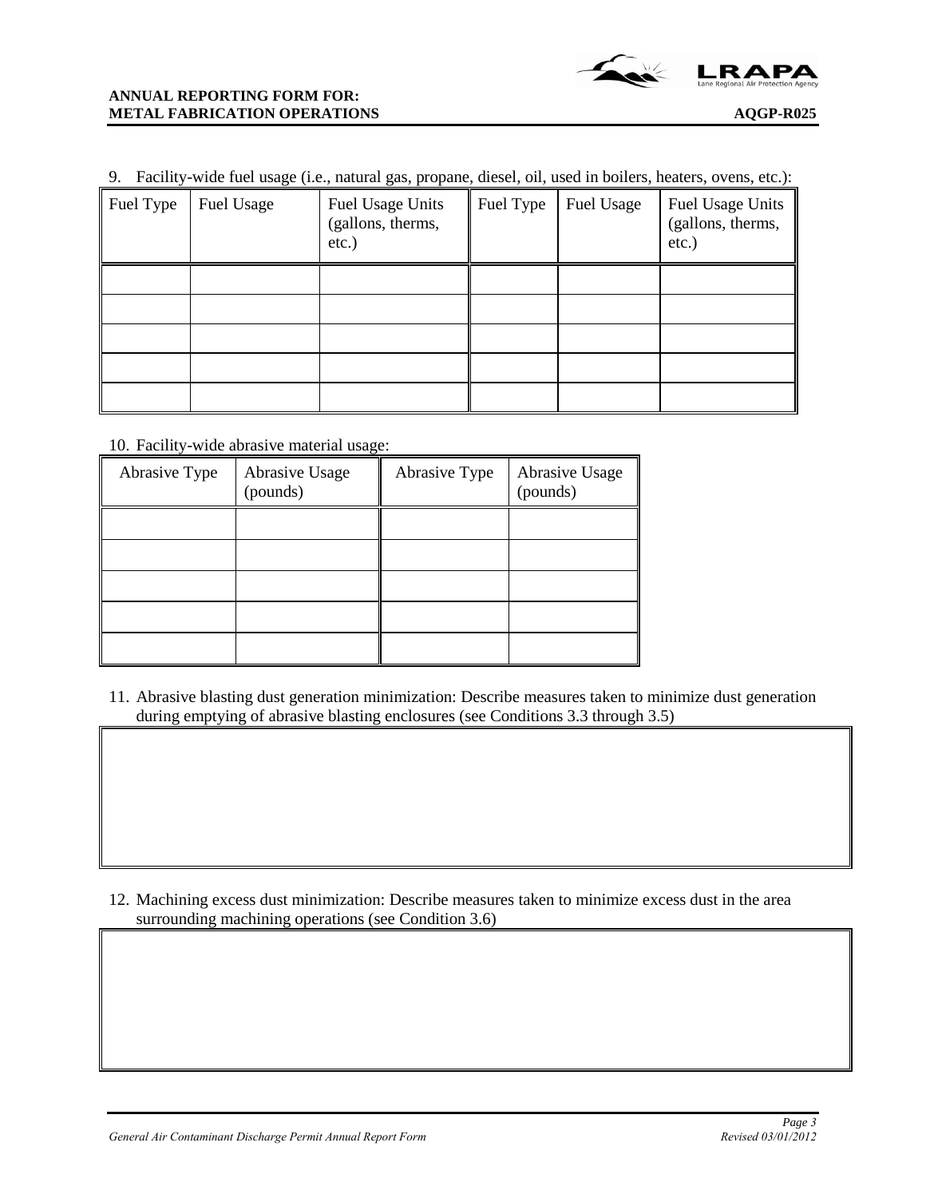9. Facility-wide fuel usage (i.e., natural gas, propane, diesel, oil, used in boilers, heaters, ovens, etc.):

| Fuel Type | Fuel Usage | Fuel Usage Units (gallons, therms, etc.) | Fuel Type | Fuel Usage | Fuel Usage Units (gallons, therms, etc.) |
|---|---|---|---|---|---|
| | | | | | |
| | | | | | |
| | | | | | |
| | | | | | |
| | | | | | |

10. Facility-wide abrasive material usage:

| Abrasive Type | Abrasive Usage (pounds) | Abrasive Type | Abrasive Usage (pounds) |
|---|---|---|---|
| | | | |
| | | | |
| | | | |
| | | | |
| | | | |

11. Abrasive blasting dust generation minimization: Describe measures taken to minimize dust generation during emptying of abrasive blasting enclosures (see Conditions 3.3 through 3.5)

| |
|---|
| |

12. Machining excess dust minimization: Describe measures taken to minimize excess dust in the area surrounding machining operations (see Condition 3.6)

| |
|---|
| |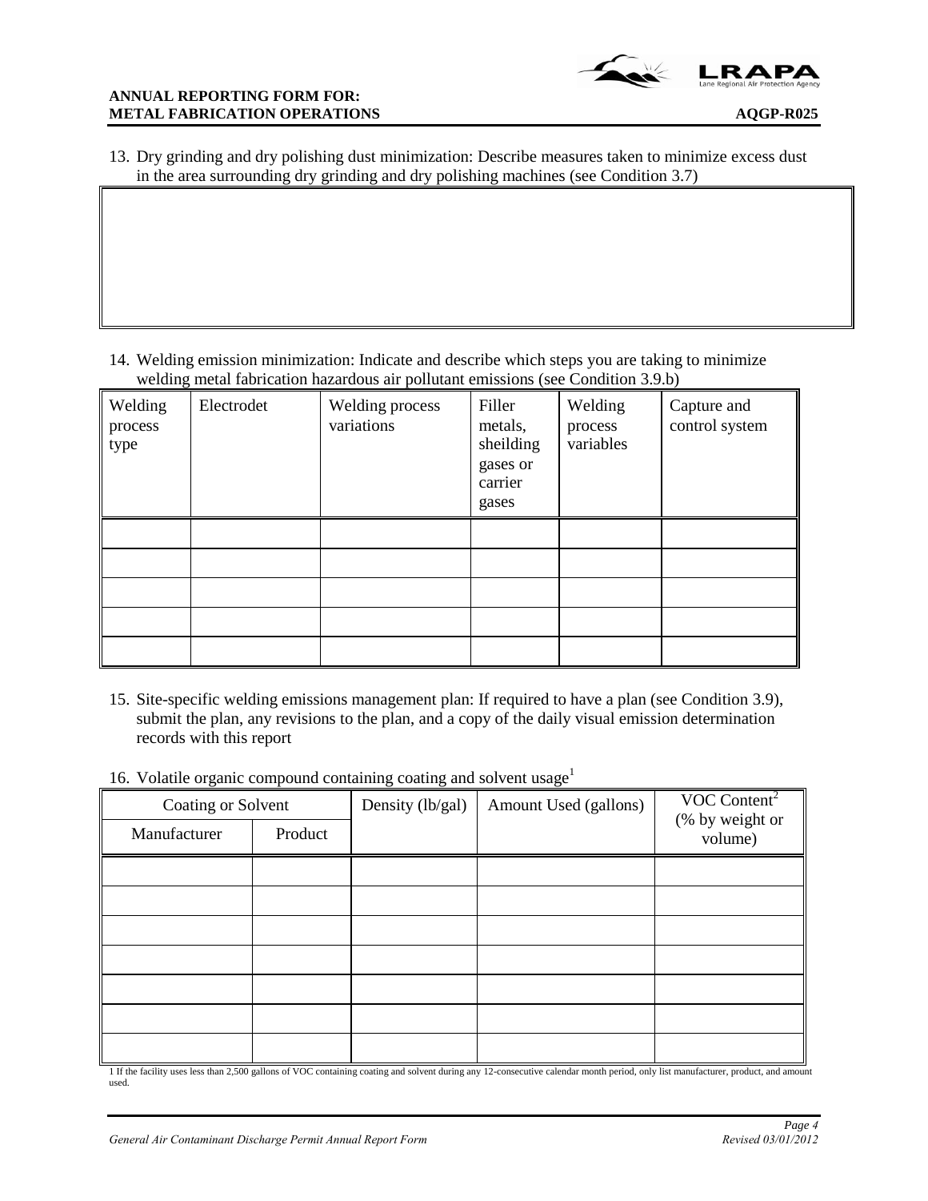13. Dry grinding and dry polishing dust minimization: Describe measures taken to minimize excess dust in the area surrounding dry grinding and dry polishing machines (see Condition 3.7)

| |
|---|
| |

14. Welding emission minimization: Indicate and describe which steps you are taking to minimize welding metal fabrication hazardous air pollutant emissions (see Condition 3.9.b)

| Welding process type | Electrodet | Welding process variations | Filler metals, sheilding gases or carrier gases | Welding process variables | Capture and control system |
|---|---|---|---|---|---|
| | | | | | |
| | | | | | |
| | | | | | |
| | | | | | |
| | | | | | |

15. Site-specific welding emissions management plan: If required to have a plan (see Condition 3.9), submit the plan, any revisions to the plan, and a copy of the daily visual emission determination records with this report

16. Volatile organic compound containing coating and solvent usage[1]

| Coating or Solvent | | Density (lb/gal) | Amount Used (gallons) | VOC Content[2] (% by weight or volume) |
|---|---|---|---|---|
| Manufacturer | Product | | | |
| | | | | |
| | | | | |
| | | | | |
| | | | | |
| | | | | |
| | | | | |
| | | | | |

1 If the facility uses less than 2,500 gallons of VOC containing coating and solvent during any 12-consecutive calendar month period, only list manufacturer, product, and amount used.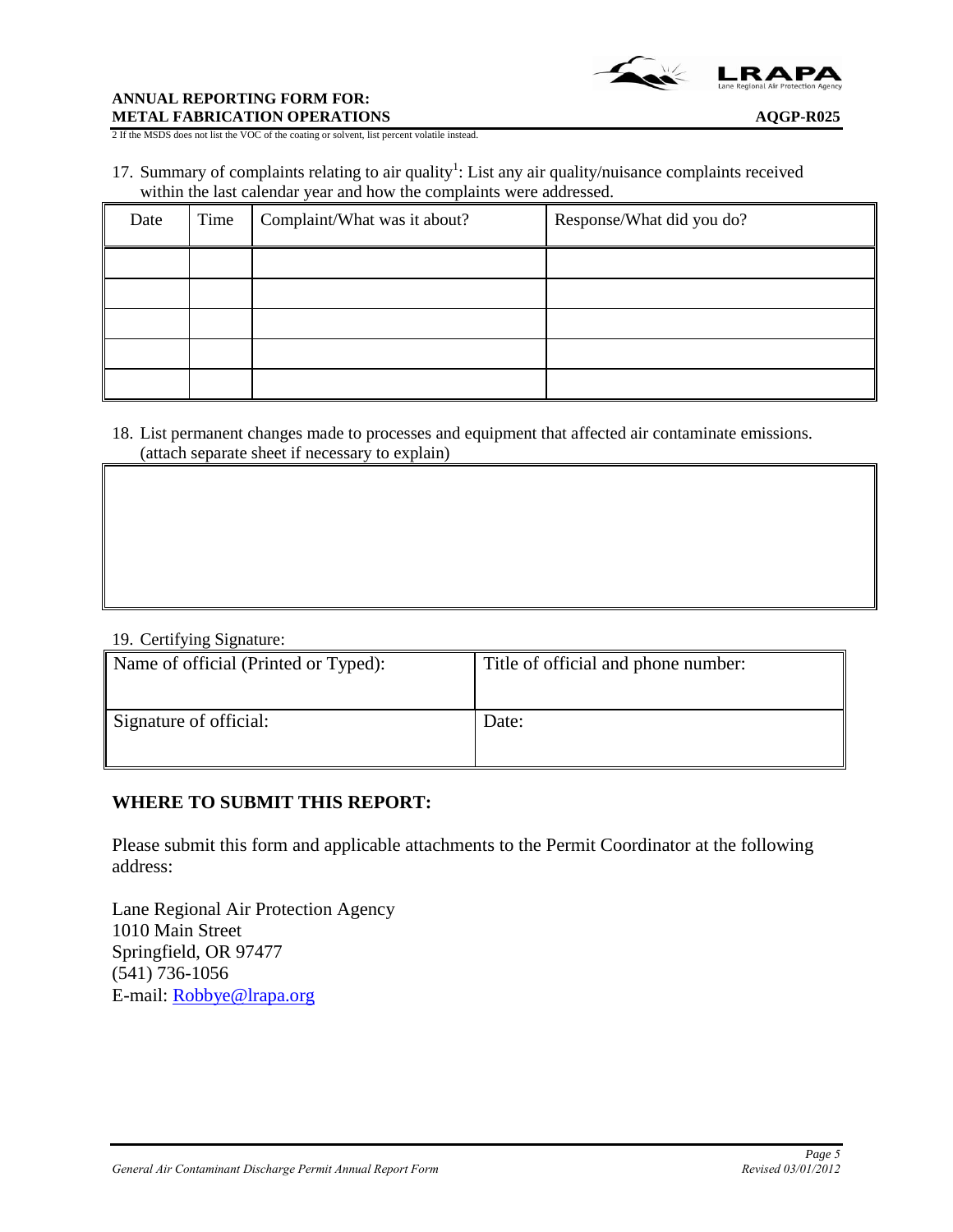2 If the MSDS does not list the VOC of the coating or solvent, list percent volatile instead.

17. Summary of complaints relating to air quality[1]: List any air quality/nuisance complaints received within the last calendar year and how the complaints were addressed.

| Date | Time | Complaint/What was it about? | Response/What did you do? |
|---|---|---|---|
| | | | |
| | | | |
| | | | |
| | | | |
| | | | |

18. List permanent changes made to processes and equipment that affected air contaminate emissions. (attach separate sheet if necessary to explain)

| |
|---|
| |

19. Certifying Signature:

| | |
|---|---|
| Name of official (Printed or Typed): | Title of official and phone number: |
| Signature of official: | Date: |

**WHERE TO SUBMIT THIS REPORT:**

Please submit this form and applicable attachments to the Permit Coordinator at the following address:

Lane Regional Air Protection Agency
1010 Main Street
Springfield, OR 97477
(541) 736-1056
E-mail: Robbye@lrapa.org